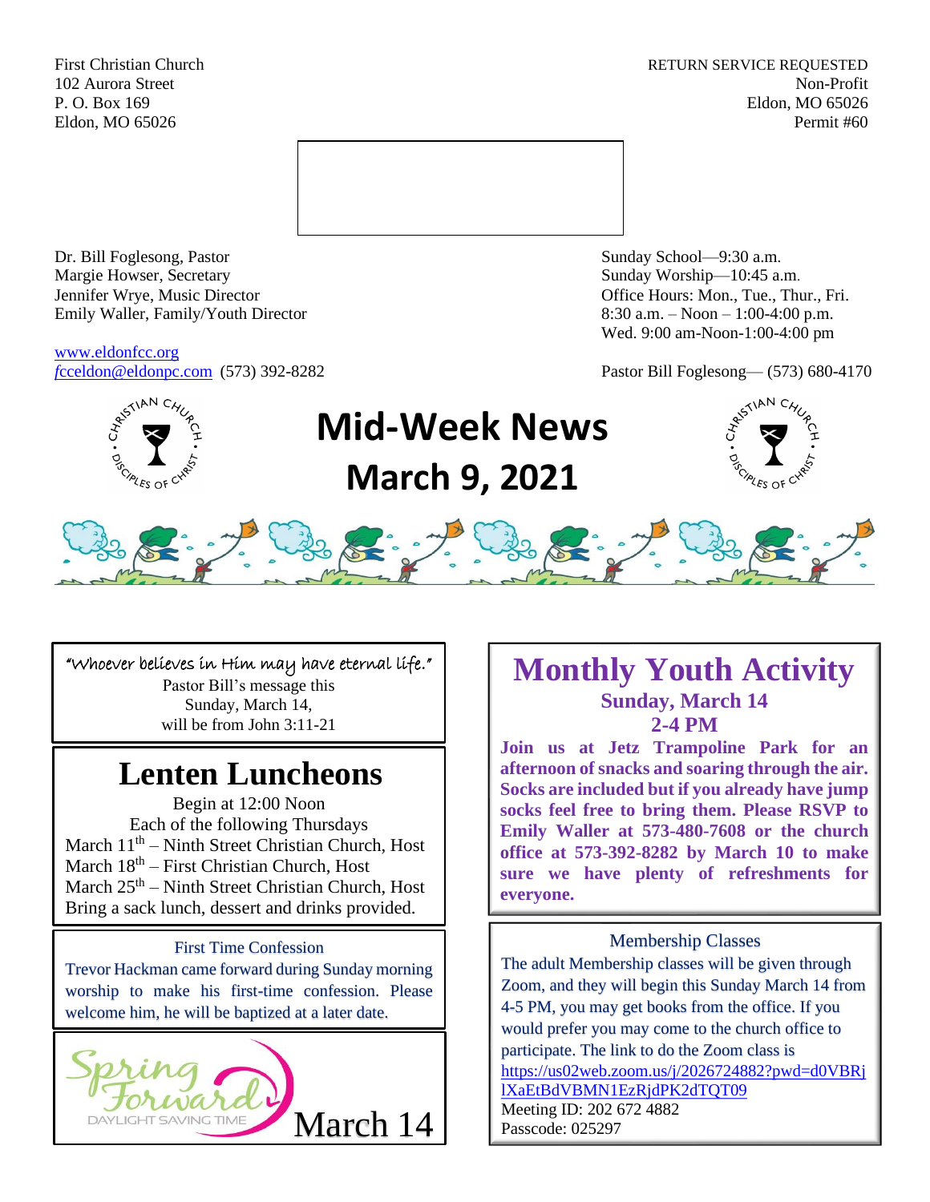First Christian Church
102 Aurora Street
P. O. Box 169
Eldon, MO 65026

RETURN SERVICE REQUESTED
Non-Profit
Eldon, MO 65026
Permit #60

Dr. Bill Foglesong, Pastor
Margie Howser, Secretary
Jennifer Wrye, Music Director
Emily Waller, Family/Youth Director

www.eldonfcc.org
fcceldon@eldonpc.com (573) 392-8282

Sunday School—9:30 a.m.
Sunday Worship—10:45 a.m.
Office Hours: Mon., Tue., Thur., Fri.
8:30 a.m. – Noon – 1:00-4:00 p.m.
Wed. 9:00 am-Noon-1:00-4:00 pm

Pastor Bill Foglesong— (573) 680-4170

# Mid-Week News
# March 9, 2021

"Whoever believes in Him may have eternal life."
Pastor Bill's message this
Sunday, March 14,
will be from John 3:11-21

## Lenten Luncheons

Begin at 12:00 Noon
Each of the following Thursdays
March 11th – Ninth Street Christian Church, Host
March 18th – First Christian Church, Host
March 25th – Ninth Street Christian Church, Host
Bring a sack lunch, dessert and drinks provided.

### First Time Confession

Trevor Hackman came forward during Sunday morning worship to make his first-time confession. Please welcome him, he will be baptized at a later date.

Spring Forward
DAYLIGHT SAVING TIME
March 14

## Monthly Youth Activity

**Sunday, March 14**
**2-4 PM**

**Join us at Jetz Trampoline Park for an afternoon of snacks and soaring through the air. Socks are included but if you already have jump socks feel free to bring them. Please RSVP to Emily Waller at 573-480-7608 or the church office at 573-392-8282 by March 10 to make sure we have plenty of refreshments for everyone.**

### Membership Classes

The adult Membership classes will be given through Zoom, and they will begin this Sunday March 14 from 4-5 PM, you may get books from the office. If you would prefer you may come to the church office to participate. The link to do the Zoom class is https://us02web.zoom.us/j/2026724882?pwd=d0VBRjlXaEtBdVBMN1EzRjdPK2dTQT09
Meeting ID: 202 672 4882
Passcode: 025297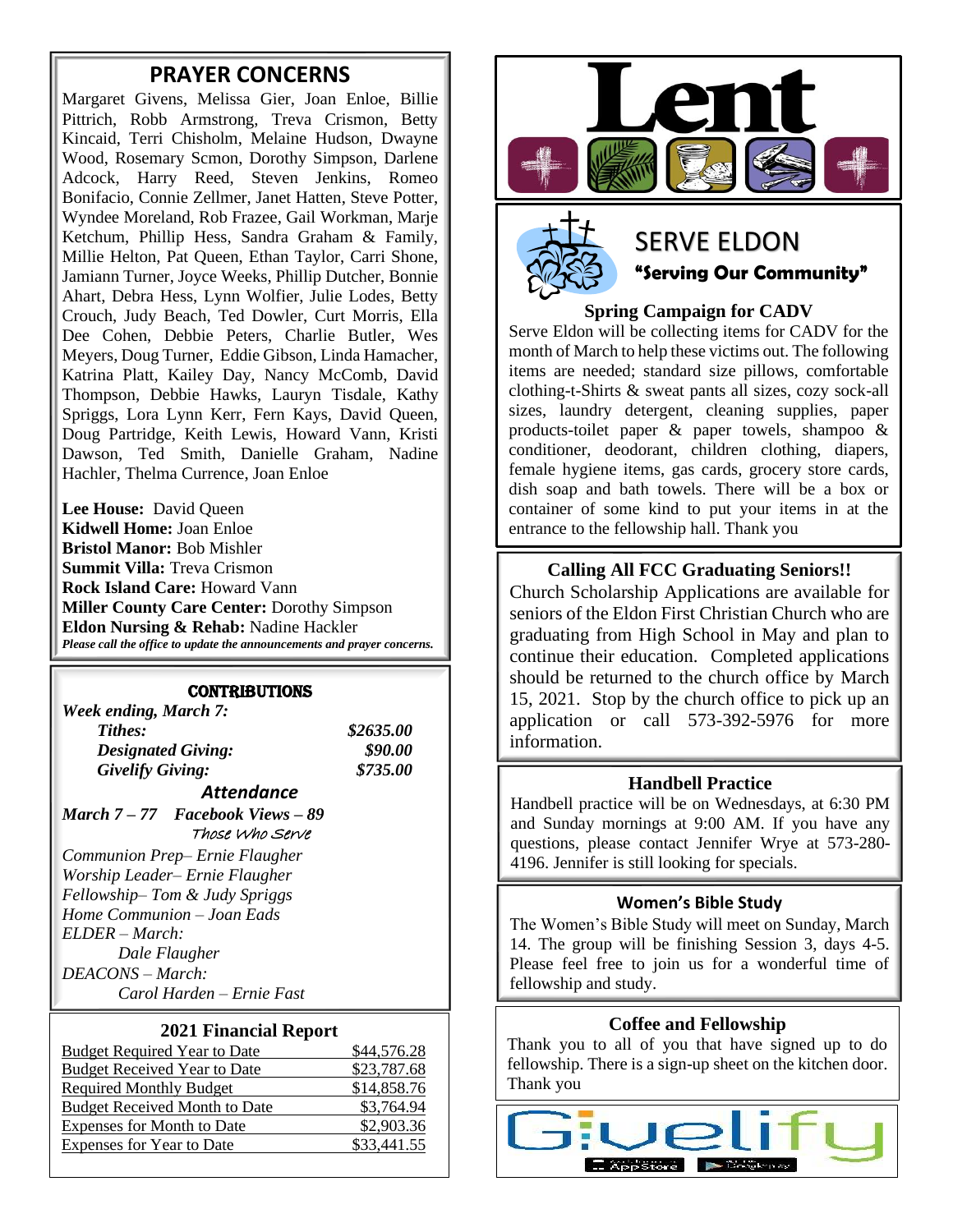## PRAYER CONCERNS

Margaret Givens, Melissa Gier, Joan Enloe, Billie Pittrich, Robb Armstrong, Treva Crismon, Betty Kincaid, Terri Chisholm, Melaine Hudson, Dwayne Wood, Rosemary Scmon, Dorothy Simpson, Darlene Adcock, Harry Reed, Steven Jenkins, Romeo Bonifacio, Connie Zellmer, Janet Hatten, Steve Potter, Wyndee Moreland, Rob Frazee, Gail Workman, Marje Ketchum, Phillip Hess, Sandra Graham & Family, Millie Helton, Pat Queen, Ethan Taylor, Carri Shone, Jamiann Turner, Joyce Weeks, Phillip Dutcher, Bonnie Ahart, Debra Hess, Lynn Wolfier, Julie Lodes, Betty Crouch, Judy Beach, Ted Dowler, Curt Morris, Ella Dee Cohen, Debbie Peters, Charlie Butler, Wes Meyers, Doug Turner, Eddie Gibson, Linda Hamacher, Katrina Platt, Kailey Day, Nancy McComb, David Thompson, Debbie Hawks, Lauryn Tisdale, Kathy Spriggs, Lora Lynn Kerr, Fern Kays, David Queen, Doug Partridge, Keith Lewis, Howard Vann, Kristi Dawson, Ted Smith, Danielle Graham, Nadine Hachler, Thelma Currence, Joan Enloe

**Lee House:** David Queen
**Kidwell Home:** Joan Enloe
**Bristol Manor:** Bob Mishler
**Summit Villa:** Treva Crismon
**Rock Island Care:** Howard Vann
**Miller County Care Center:** Dorothy Simpson
**Eldon Nursing & Rehab:** Nadine Hackler
***Please call the office to update the announcements and prayer concerns.***

### CONTRIBUTIONS

***Week ending, March 7:***

| | |
|---|---|
| ***Tithes:*** | ***$2635.00*** |
| ***Designated Giving:*** | ***$90.00*** |
| ***Givelify Giving:*** | ***$735.00*** |

### *Attendance*

***March 7 – 77 Facebook Views – 89***

*Those Who Serve*

*Communion Prep– Ernie Flaugher*
*Worship Leader– Ernie Flaugher*
*Fellowship– Tom & Judy Spriggs*
*Home Communion – Joan Eads*
*ELDER – March:*
*Dale Flaugher*
*DEACONS – March:*
*Carol Harden – Ernie Fast*

### 2021 Financial Report

| | |
|---|---|
| Budget Required Year to Date | $44,576.28 |
| Budget Received Year to Date | $23,787.68 |
| Required Monthly Budget | $14,858.76 |
| Budget Received Month to Date | $3,764.94 |
| Expenses for Month to Date | $2,903.36 |
| Expenses for Year to Date | $33,441.55 |

# Lent

## SERVE ELDON

**"Serving Our Community"**

### Spring Campaign for CADV

Serve Eldon will be collecting items for CADV for the month of March to help these victims out. The following items are needed; standard size pillows, comfortable clothing-t-Shirts & sweat pants all sizes, cozy sock-all sizes, laundry detergent, cleaning supplies, paper products-toilet paper & paper towels, shampoo & conditioner, deodorant, children clothing, diapers, female hygiene items, gas cards, grocery store cards, dish soap and bath towels. There will be a box or container of some kind to put your items in at the entrance to the fellowship hall. Thank you

### Calling All FCC Graduating Seniors!!

Church Scholarship Applications are available for seniors of the Eldon First Christian Church who are graduating from High School in May and plan to continue their education. Completed applications should be returned to the church office by March 15, 2021. Stop by the church office to pick up an application or call 573-392-5976 for more information.

### Handbell Practice

Handbell practice will be on Wednesdays, at 6:30 PM and Sunday mornings at 9:00 AM. If you have any questions, please contact Jennifer Wrye at 573-280-4196. Jennifer is still looking for specials.

### Women's Bible Study

The Women's Bible Study will meet on Sunday, March 14. The group will be finishing Session 3, days 4-5. Please feel free to join us for a wonderful time of fellowship and study.

### Coffee and Fellowship

Thank you to all of you that have signed up to do fellowship. There is a sign-up sheet on the kitchen door. Thank you

Givelify